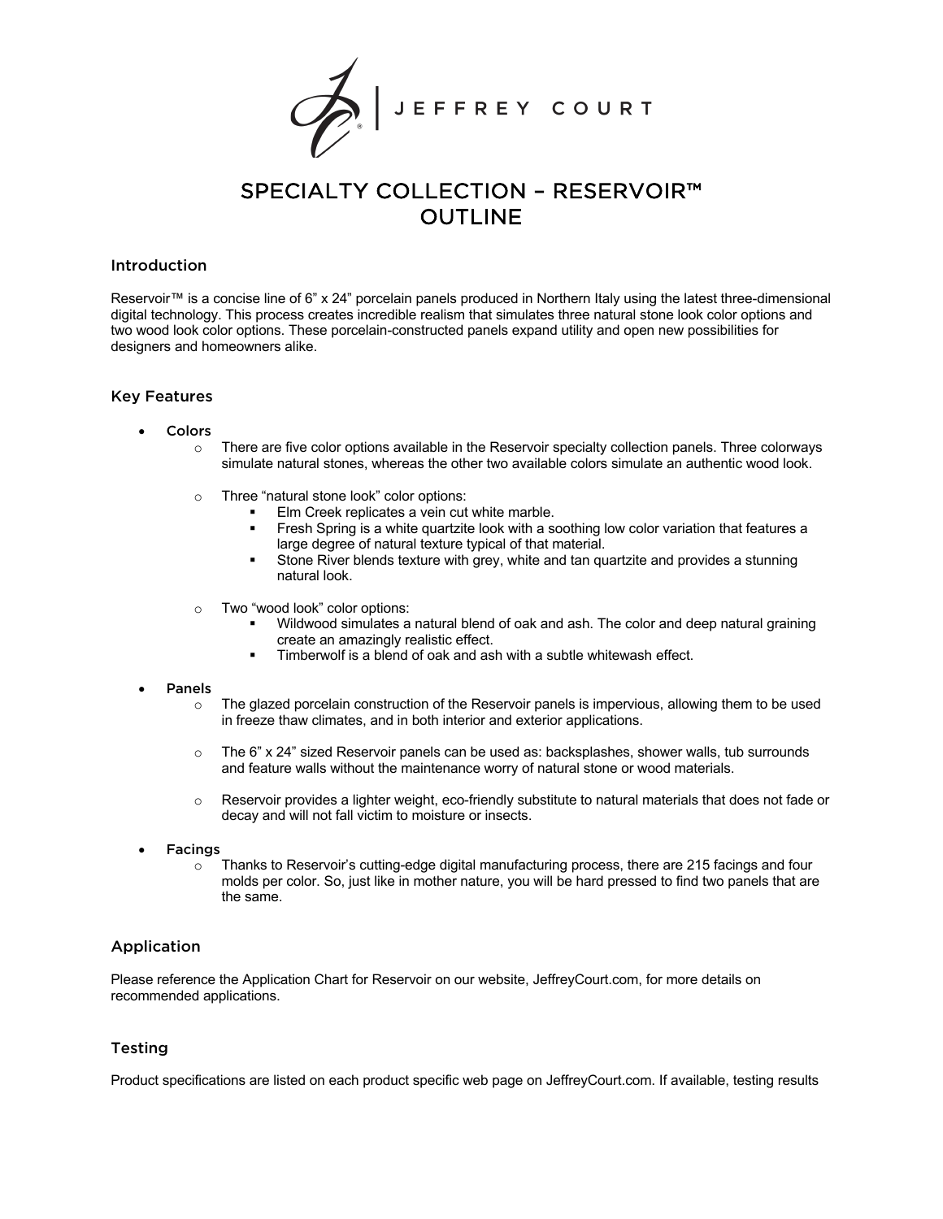JEFFREY COURT

# SPECIALTY COLLECTION – RESERVOIR™ OUTLINE

## Introduction

Reservoir™ is a concise line of 6" x 24" porcelain panels produced in Northern Italy using the latest three-dimensional digital technology. This process creates incredible realism that simulates three natural stone look color options and two wood look color options. These porcelain-constructed panels expand utility and open new possibilities for designers and homeowners alike.

## Key Features

- Colors
  - There are five color options available in the Reservoir specialty collection panels. Three colorways simulate natural stones, whereas the other two available colors simulate an authentic wood look.
  - Three "natural stone look" color options:
    - Elm Creek replicates a vein cut white marble.
    - Fresh Spring is a white quartzite look with a soothing low color variation that features a large degree of natural texture typical of that material.
    - Stone River blends texture with grey, white and tan quartzite and provides a stunning natural look.
  - Two "wood look" color options:
    - Wildwood simulates a natural blend of oak and ash. The color and deep natural graining create an amazingly realistic effect.
    - Timberwolf is a blend of oak and ash with a subtle whitewash effect.
- Panels
  - The glazed porcelain construction of the Reservoir panels is impervious, allowing them to be used in freeze thaw climates, and in both interior and exterior applications.
  - The 6" x 24" sized Reservoir panels can be used as: backsplashes, shower walls, tub surrounds and feature walls without the maintenance worry of natural stone or wood materials.
  - Reservoir provides a lighter weight, eco-friendly substitute to natural materials that does not fade or decay and will not fall victim to moisture or insects.
- Facings
  - Thanks to Reservoir's cutting-edge digital manufacturing process, there are 215 facings and four molds per color. So, just like in mother nature, you will be hard pressed to find two panels that are the same.

## Application

Please reference the Application Chart for Reservoir on our website, JeffreyCourt.com, for more details on recommended applications.

## Testing

Product specifications are listed on each product specific web page on JeffreyCourt.com. If available, testing results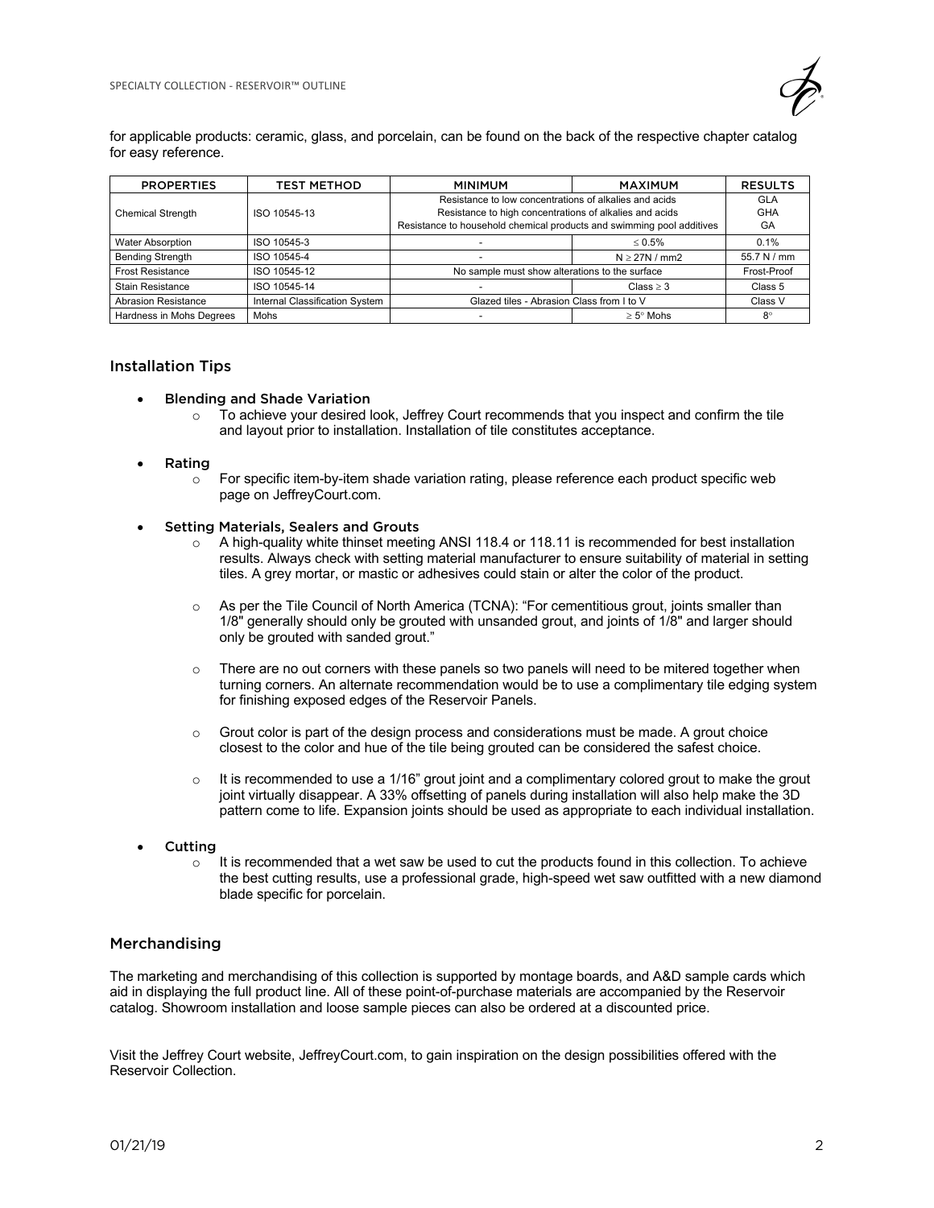for applicable products: ceramic, glass, and porcelain, can be found on the back of the respective chapter catalog for easy reference.

| PROPERTIES | TEST METHOD | MINIMUM | MAXIMUM | RESULTS |
|---|---|---|---|---|
| Chemical Strength | ISO 10545-13 | Resistance to low concentrations of alkalies and acids<br>Resistance to high concentrations of alkalies and acids<br>Resistance to household chemical products and swimming pool additives | | GLA<br>GHA<br>GA |
| Water Absorption | ISO 10545-3 | - | ≤ 0.5% | 0.1% |
| Bending Strength | ISO 10545-4 | - | N ≥ 27N / mm2 | 55.7 N / mm |
| Frost Resistance | ISO 10545-12 | No sample must show alterations to the surface | | Frost-Proof |
| Stain Resistance | ISO 10545-14 | - | Class ≥ 3 | Class 5 |
| Abrasion Resistance | Internal Classification System | Glazed tiles - Abrasion Class from I to V | | Class V |
| Hardness in Mohs Degrees | Mohs | - | ≥ 5° Mohs | 8° |

## Installation Tips

- Blending and Shade Variation
  - To achieve your desired look, Jeffrey Court recommends that you inspect and confirm the tile and layout prior to installation. Installation of tile constitutes acceptance.
- Rating
  - For specific item-by-item shade variation rating, please reference each product specific web page on JeffreyCourt.com.
- Setting Materials, Sealers and Grouts
  - A high-quality white thinset meeting ANSI 118.4 or 118.11 is recommended for best installation results. Always check with setting material manufacturer to ensure suitability of material in setting tiles. A grey mortar, or mastic or adhesives could stain or alter the color of the product.
  - As per the Tile Council of North America (TCNA): "For cementitious grout, joints smaller than 1/8" generally should only be grouted with unsanded grout, and joints of 1/8" and larger should only be grouted with sanded grout."
  - There are no out corners with these panels so two panels will need to be mitered together when turning corners. An alternate recommendation would be to use a complimentary tile edging system for finishing exposed edges of the Reservoir Panels.
  - Grout color is part of the design process and considerations must be made. A grout choice closest to the color and hue of the tile being grouted can be considered the safest choice.
  - It is recommended to use a 1/16" grout joint and a complimentary colored grout to make the grout joint virtually disappear. A 33% offsetting of panels during installation will also help make the 3D pattern come to life. Expansion joints should be used as appropriate to each individual installation.
- Cutting
  - It is recommended that a wet saw be used to cut the products found in this collection. To achieve the best cutting results, use a professional grade, high-speed wet saw outfitted with a new diamond blade specific for porcelain.

## Merchandising

The marketing and merchandising of this collection is supported by montage boards, and A&D sample cards which aid in displaying the full product line. All of these point-of-purchase materials are accompanied by the Reservoir catalog. Showroom installation and loose sample pieces can also be ordered at a discounted price.

Visit the Jeffrey Court website, JeffreyCourt.com, to gain inspiration on the design possibilities offered with the Reservoir Collection.

01/21/19